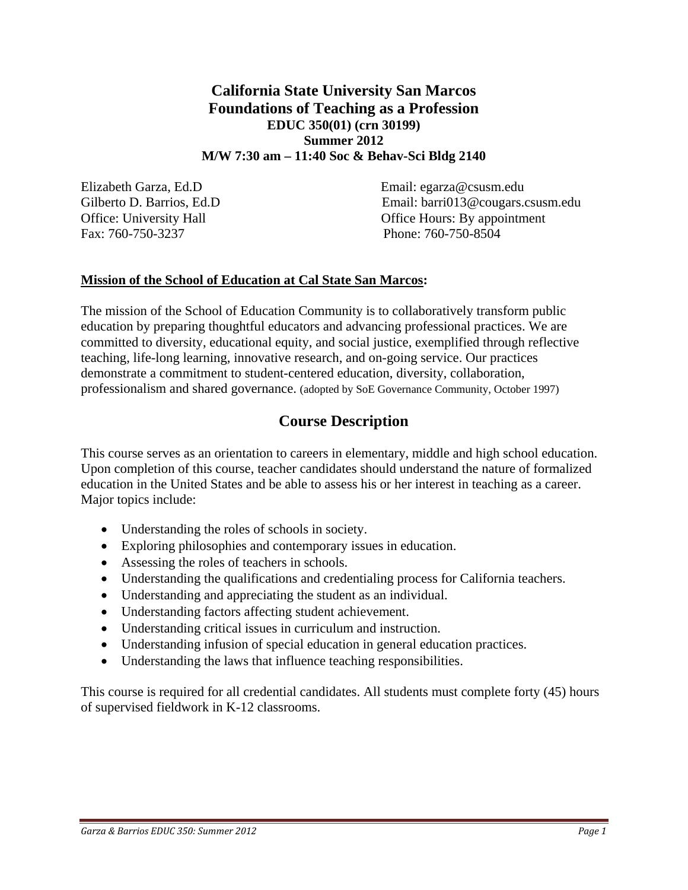# California State University San Marcos
# Foundations of Teaching as a Profession

**EDUC 350(01) (crn 30199)**
**Summer 2012**
**M/W 7:30 am – 11:40 Soc & Behav-Sci Bldg 2140**

Elizabeth Garza, Ed.D — Email: egarza@csusm.edu
Gilberto D. Barrios, Ed.D — Email: barri013@cougars.csusm.edu
Office: University Hall — Office Hours: By appointment
Fax: 760-750-3237 — Phone: 760-750-8504

**Mission of the School of Education at Cal State San Marcos:**

The mission of the School of Education Community is to collaboratively transform public education by preparing thoughtful educators and advancing professional practices. We are committed to diversity, educational equity, and social justice, exemplified through reflective teaching, life-long learning, innovative research, and on-going service. Our practices demonstrate a commitment to student-centered education, diversity, collaboration, professionalism and shared governance. (adopted by SoE Governance Community, October 1997)

## Course Description

This course serves as an orientation to careers in elementary, middle and high school education. Upon completion of this course, teacher candidates should understand the nature of formalized education in the United States and be able to assess his or her interest in teaching as a career. Major topics include:

- Understanding the roles of schools in society.
- Exploring philosophies and contemporary issues in education.
- Assessing the roles of teachers in schools.
- Understanding the qualifications and credentialing process for California teachers.
- Understanding and appreciating the student as an individual.
- Understanding factors affecting student achievement.
- Understanding critical issues in curriculum and instruction.
- Understanding infusion of special education in general education practices.
- Understanding the laws that influence teaching responsibilities.

This course is required for all credential candidates. All students must complete forty (45) hours of supervised fieldwork in K-12 classrooms.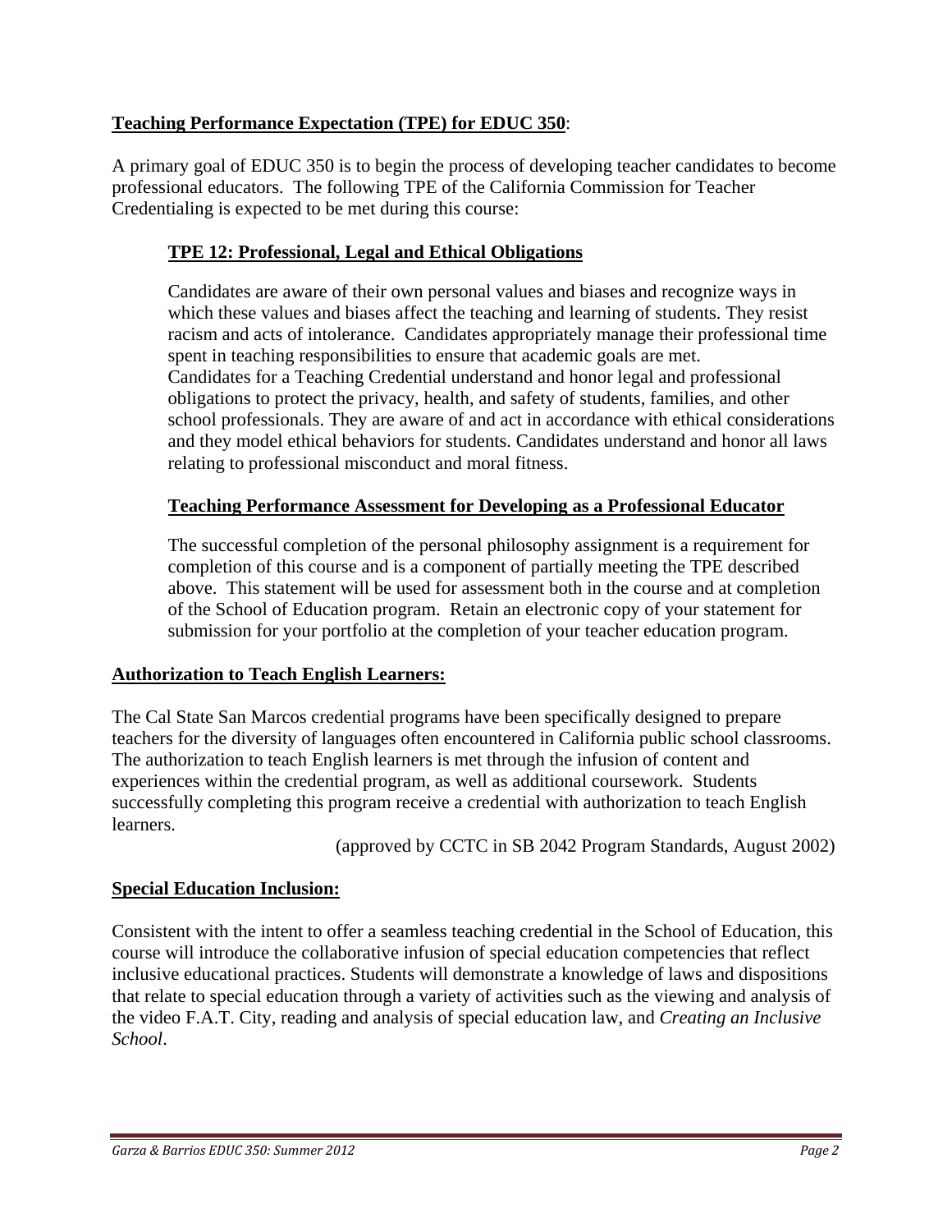## Teaching Performance Expectation (TPE) for EDUC 350:

A primary goal of EDUC 350 is to begin the process of developing teacher candidates to become professional educators. The following TPE of the California Commission for Teacher Credentialing is expected to be met during this course:

### TPE 12: Professional, Legal and Ethical Obligations

Candidates are aware of their own personal values and biases and recognize ways in which these values and biases affect the teaching and learning of students. They resist racism and acts of intolerance. Candidates appropriately manage their professional time spent in teaching responsibilities to ensure that academic goals are met.
Candidates for a Teaching Credential understand and honor legal and professional obligations to protect the privacy, health, and safety of students, families, and other school professionals. They are aware of and act in accordance with ethical considerations and they model ethical behaviors for students. Candidates understand and honor all laws relating to professional misconduct and moral fitness.

### Teaching Performance Assessment for Developing as a Professional Educator

The successful completion of the personal philosophy assignment is a requirement for completion of this course and is a component of partially meeting the TPE described above. This statement will be used for assessment both in the course and at completion of the School of Education program. Retain an electronic copy of your statement for submission for your portfolio at the completion of your teacher education program.

## Authorization to Teach English Learners:

The Cal State San Marcos credential programs have been specifically designed to prepare teachers for the diversity of languages often encountered in California public school classrooms. The authorization to teach English learners is met through the infusion of content and experiences within the credential program, as well as additional coursework. Students successfully completing this program receive a credential with authorization to teach English learners.

(approved by CCTC in SB 2042 Program Standards, August 2002)

## Special Education Inclusion:

Consistent with the intent to offer a seamless teaching credential in the School of Education, this course will introduce the collaborative infusion of special education competencies that reflect inclusive educational practices. Students will demonstrate a knowledge of laws and dispositions that relate to special education through a variety of activities such as the viewing and analysis of the video F.A.T. City, reading and analysis of special education law, and *Creating an Inclusive School*.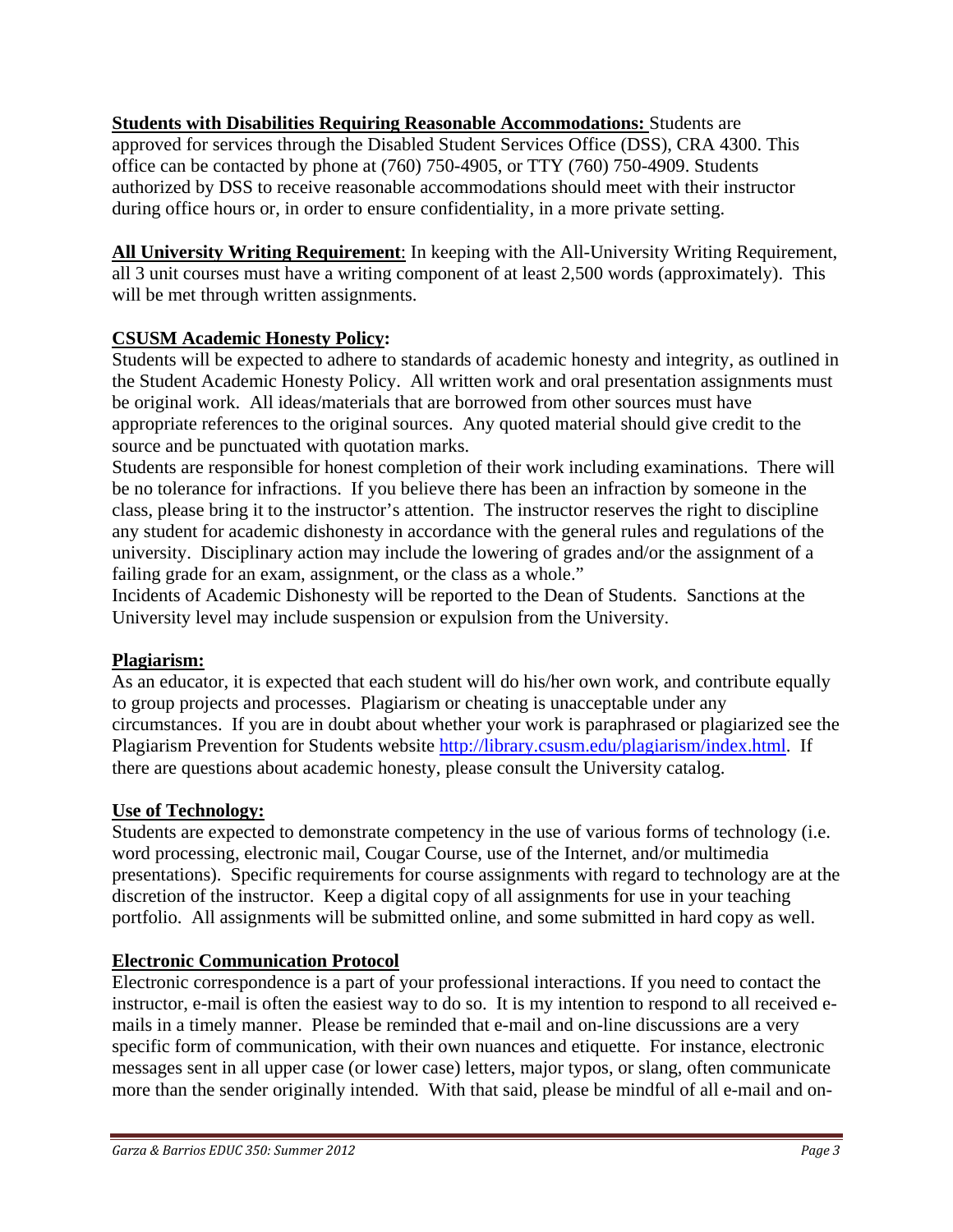**Students with Disabilities Requiring Reasonable Accommodations:** Students are approved for services through the Disabled Student Services Office (DSS), CRA 4300. This office can be contacted by phone at (760) 750-4905, or TTY (760) 750-4909. Students authorized by DSS to receive reasonable accommodations should meet with their instructor during office hours or, in order to ensure confidentiality, in a more private setting.

**All University Writing Requirement**: In keeping with the All-University Writing Requirement, all 3 unit courses must have a writing component of at least 2,500 words (approximately). This will be met through written assignments.

**CSUSM Academic Honesty Policy:**

Students will be expected to adhere to standards of academic honesty and integrity, as outlined in the Student Academic Honesty Policy. All written work and oral presentation assignments must be original work. All ideas/materials that are borrowed from other sources must have appropriate references to the original sources. Any quoted material should give credit to the source and be punctuated with quotation marks.

Students are responsible for honest completion of their work including examinations. There will be no tolerance for infractions. If you believe there has been an infraction by someone in the class, please bring it to the instructor's attention. The instructor reserves the right to discipline any student for academic dishonesty in accordance with the general rules and regulations of the university. Disciplinary action may include the lowering of grades and/or the assignment of a failing grade for an exam, assignment, or the class as a whole."

Incidents of Academic Dishonesty will be reported to the Dean of Students. Sanctions at the University level may include suspension or expulsion from the University.

**Plagiarism:**

As an educator, it is expected that each student will do his/her own work, and contribute equally to group projects and processes. Plagiarism or cheating is unacceptable under any circumstances. If you are in doubt about whether your work is paraphrased or plagiarized see the Plagiarism Prevention for Students website http://library.csusm.edu/plagiarism/index.html. If there are questions about academic honesty, please consult the University catalog.

**Use of Technology:**

Students are expected to demonstrate competency in the use of various forms of technology (i.e. word processing, electronic mail, Cougar Course, use of the Internet, and/or multimedia presentations). Specific requirements for course assignments with regard to technology are at the discretion of the instructor. Keep a digital copy of all assignments for use in your teaching portfolio. All assignments will be submitted online, and some submitted in hard copy as well.

**Electronic Communication Protocol**

Electronic correspondence is a part of your professional interactions. If you need to contact the instructor, e-mail is often the easiest way to do so. It is my intention to respond to all received e-mails in a timely manner. Please be reminded that e-mail and on-line discussions are a very specific form of communication, with their own nuances and etiquette. For instance, electronic messages sent in all upper case (or lower case) letters, major typos, or slang, often communicate more than the sender originally intended. With that said, please be mindful of all e-mail and on-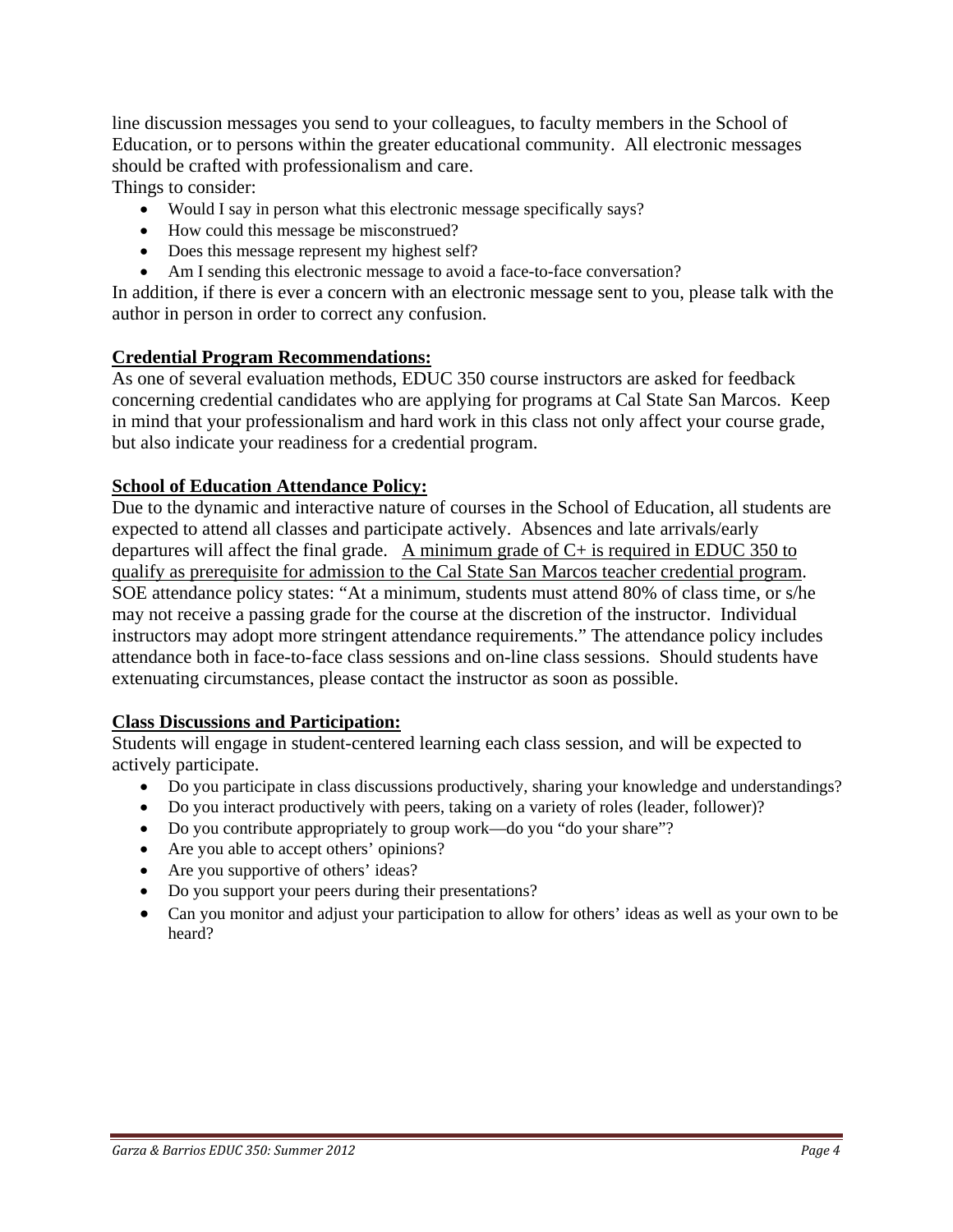line discussion messages you send to your colleagues, to faculty members in the School of Education, or to persons within the greater educational community. All electronic messages should be crafted with professionalism and care.

Things to consider:

- Would I say in person what this electronic message specifically says?
- How could this message be misconstrued?
- Does this message represent my highest self?
- Am I sending this electronic message to avoid a face-to-face conversation?

In addition, if there is ever a concern with an electronic message sent to you, please talk with the author in person in order to correct any confusion.

**Credential Program Recommendations:**

As one of several evaluation methods, EDUC 350 course instructors are asked for feedback concerning credential candidates who are applying for programs at Cal State San Marcos. Keep in mind that your professionalism and hard work in this class not only affect your course grade, but also indicate your readiness for a credential program.

**School of Education Attendance Policy:**

Due to the dynamic and interactive nature of courses in the School of Education, all students are expected to attend all classes and participate actively. Absences and late arrivals/early departures will affect the final grade. <u>A minimum grade of C+ is required in EDUC 350 to qualify as prerequisite for admission to the Cal State San Marcos teacher credential program</u>. SOE attendance policy states: "At a minimum, students must attend 80% of class time, or s/he may not receive a passing grade for the course at the discretion of the instructor. Individual instructors may adopt more stringent attendance requirements." The attendance policy includes attendance both in face-to-face class sessions and on-line class sessions. Should students have extenuating circumstances, please contact the instructor as soon as possible.

**Class Discussions and Participation:**

Students will engage in student-centered learning each class session, and will be expected to actively participate.

- Do you participate in class discussions productively, sharing your knowledge and understandings?
- Do you interact productively with peers, taking on a variety of roles (leader, follower)?
- Do you contribute appropriately to group work—do you "do your share"?
- Are you able to accept others' opinions?
- Are you supportive of others' ideas?
- Do you support your peers during their presentations?
- Can you monitor and adjust your participation to allow for others' ideas as well as your own to be heard?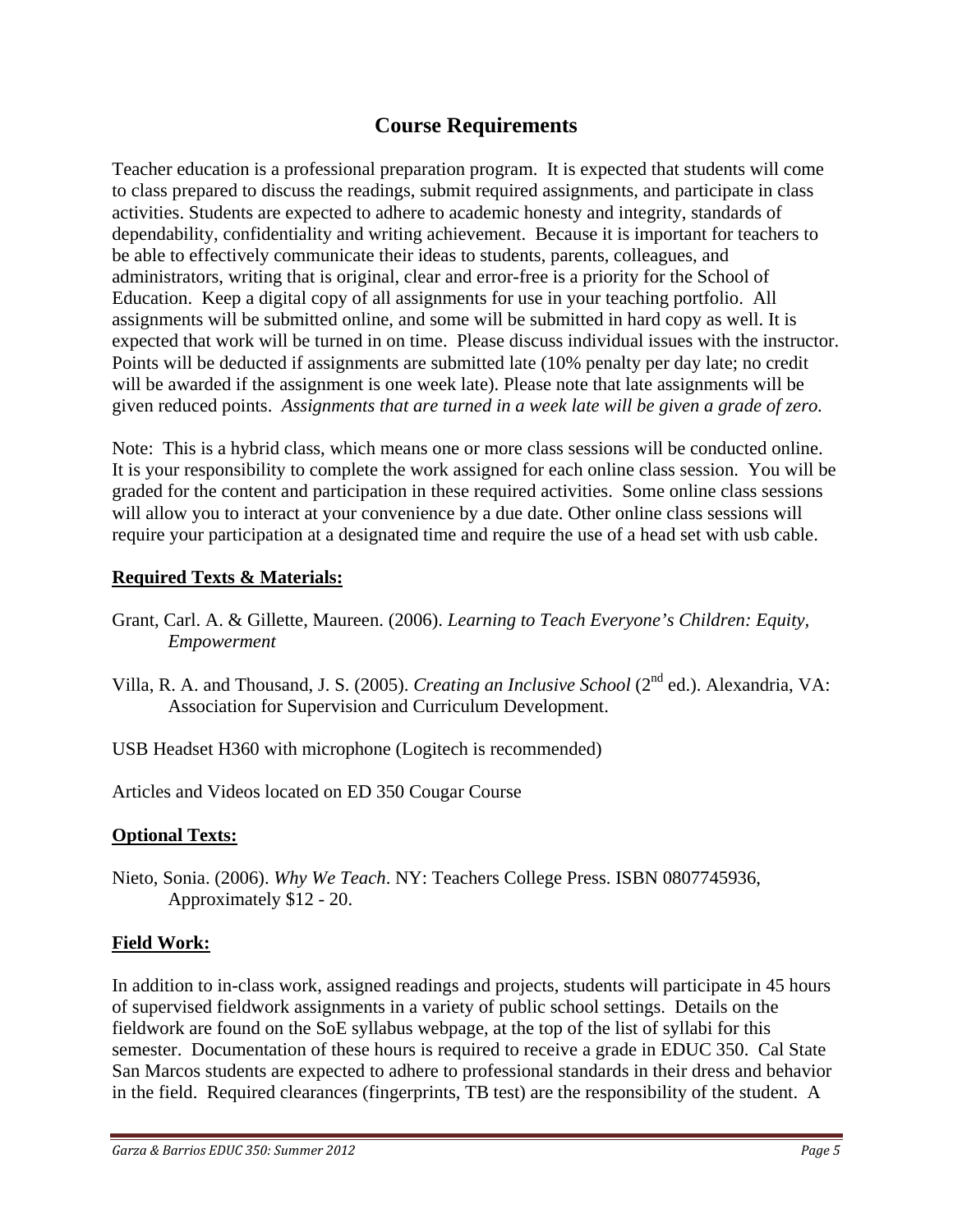## Course Requirements

Teacher education is a professional preparation program. It is expected that students will come to class prepared to discuss the readings, submit required assignments, and participate in class activities. Students are expected to adhere to academic honesty and integrity, standards of dependability, confidentiality and writing achievement. Because it is important for teachers to be able to effectively communicate their ideas to students, parents, colleagues, and administrators, writing that is original, clear and error-free is a priority for the School of Education. Keep a digital copy of all assignments for use in your teaching portfolio. All assignments will be submitted online, and some will be submitted in hard copy as well. It is expected that work will be turned in on time. Please discuss individual issues with the instructor. Points will be deducted if assignments are submitted late (10% penalty per day late; no credit will be awarded if the assignment is one week late). Please note that late assignments will be given reduced points. *Assignments that are turned in a week late will be given a grade of zero.*

Note: This is a hybrid class, which means one or more class sessions will be conducted online. It is your responsibility to complete the work assigned for each online class session. You will be graded for the content and participation in these required activities. Some online class sessions will allow you to interact at your convenience by a due date. Other online class sessions will require your participation at a designated time and require the use of a head set with usb cable.

**Required Texts & Materials:**

Grant, Carl. A. & Gillette, Maureen. (2006). *Learning to Teach Everyone's Children: Equity, Empowerment*

Villa, R. A. and Thousand, J. S. (2005). *Creating an Inclusive School* (2nd ed.). Alexandria, VA: Association for Supervision and Curriculum Development.

USB Headset H360 with microphone (Logitech is recommended)

Articles and Videos located on ED 350 Cougar Course

**Optional Texts:**

Nieto, Sonia. (2006). *Why We Teach*. NY: Teachers College Press. ISBN 0807745936, Approximately $12 - 20.

**Field Work:**

In addition to in-class work, assigned readings and projects, students will participate in 45 hours of supervised fieldwork assignments in a variety of public school settings. Details on the fieldwork are found on the SoE syllabus webpage, at the top of the list of syllabi for this semester. Documentation of these hours is required to receive a grade in EDUC 350. Cal State San Marcos students are expected to adhere to professional standards in their dress and behavior in the field. Required clearances (fingerprints, TB test) are the responsibility of the student. A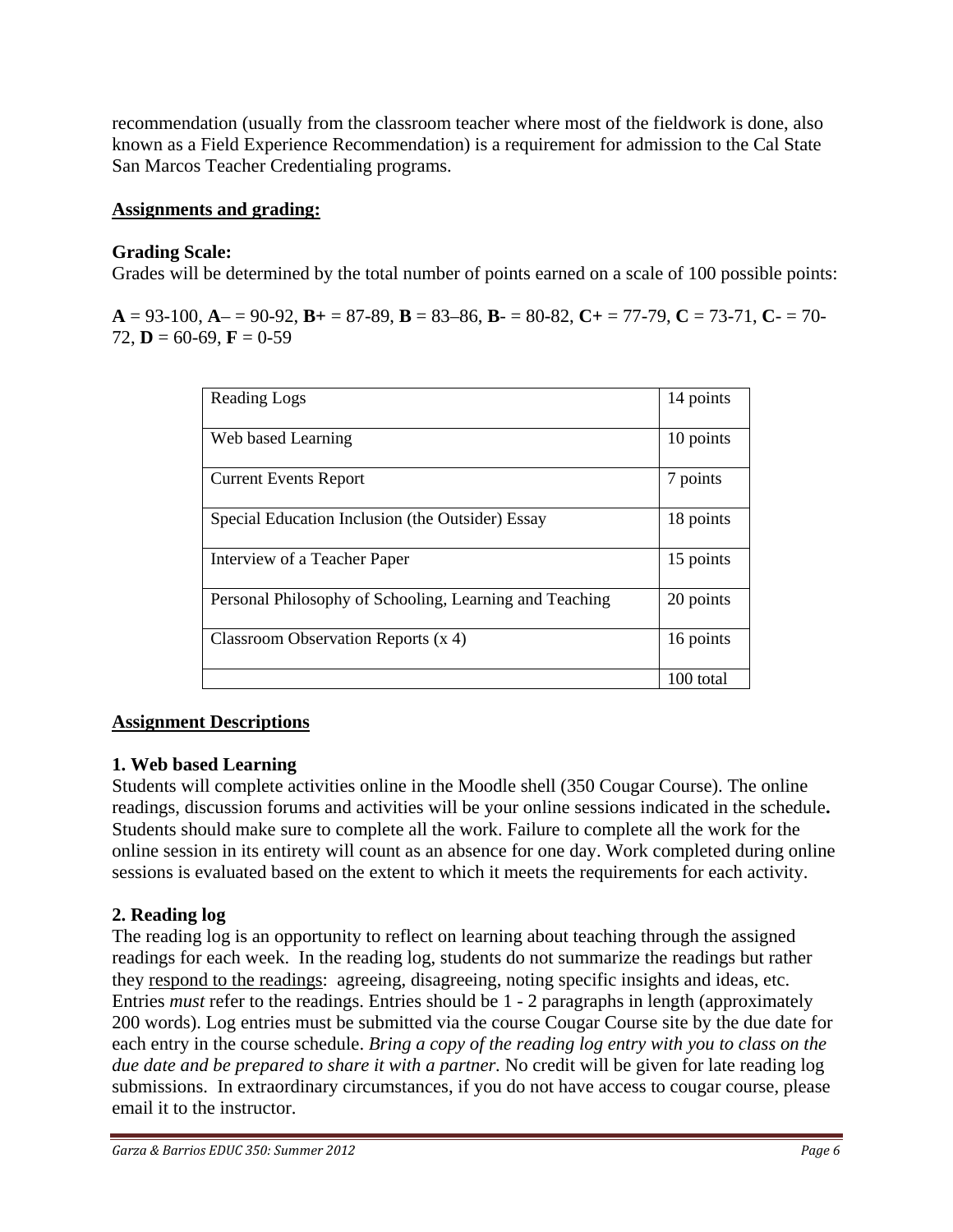recommendation (usually from the classroom teacher where most of the fieldwork is done, also known as a Field Experience Recommendation) is a requirement for admission to the Cal State San Marcos Teacher Credentialing programs.

## Assignments and grading:

### Grading Scale:

Grades will be determined by the total number of points earned on a scale of 100 possible points:

**A** = 93-100, **A**– = 90-92, **B+** = 87-89, **B** = 83–86, **B**- = 80-82, **C+** = 77-79, **C** = 73-71, **C**- = 70-72, **D** = 60-69, **F** = 0-59

| Assignment | Points |
| --- | --- |
| Reading Logs | 14 points |
| Web based Learning | 10 points |
| Current Events Report | 7 points |
| Special Education Inclusion (the Outsider) Essay | 18 points |
| Interview of a Teacher Paper | 15 points |
| Personal Philosophy of Schooling, Learning and Teaching | 20 points |
| Classroom Observation Reports (x 4) | 16 points |
| | 100 total |

## Assignment Descriptions

### 1. Web based Learning

Students will complete activities online in the Moodle shell (350 Cougar Course). The online readings, discussion forums and activities will be your online sessions indicated in the schedule**.** Students should make sure to complete all the work. Failure to complete all the work for the online session in its entirety will count as an absence for one day. Work completed during online sessions is evaluated based on the extent to which it meets the requirements for each activity.

### 2. Reading log

The reading log is an opportunity to reflect on learning about teaching through the assigned readings for each week. In the reading log, students do not summarize the readings but rather they respond to the readings: agreeing, disagreeing, noting specific insights and ideas, etc. Entries *must* refer to the readings. Entries should be 1 - 2 paragraphs in length (approximately 200 words). Log entries must be submitted via the course Cougar Course site by the due date for each entry in the course schedule. *Bring a copy of the reading log entry with you to class on the due date and be prepared to share it with a partner.* No credit will be given for late reading log submissions. In extraordinary circumstances, if you do not have access to cougar course, please email it to the instructor.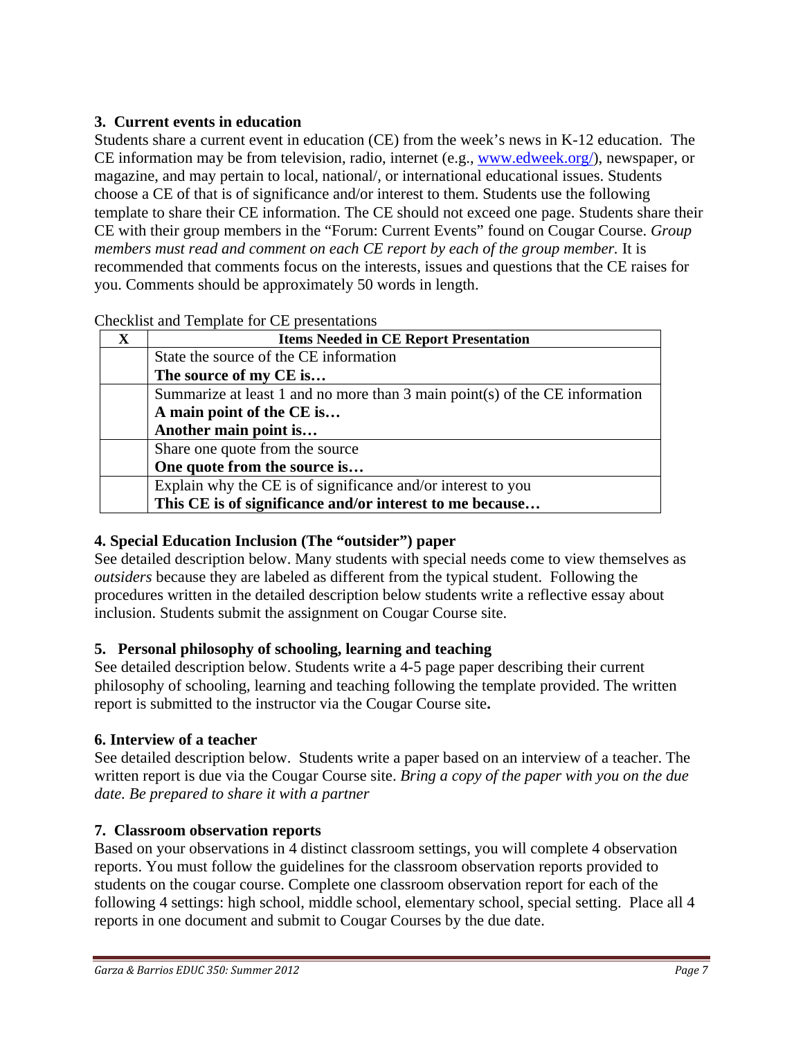### 3. Current events in education

Students share a current event in education (CE) from the week's news in K-12 education. The CE information may be from television, radio, internet (e.g., [www.edweek.org/](www.edweek.org/)), newspaper, or magazine, and may pertain to local, national/, or international educational issues. Students choose a CE of that is of significance and/or interest to them. Students use the following template to share their CE information. The CE should not exceed one page. Students share their CE with their group members in the "Forum: Current Events" found on Cougar Course. *Group members must read and comment on each CE report by each of the group member.* It is recommended that comments focus on the interests, issues and questions that the CE raises for you. Comments should be approximately 50 words in length.

Checklist and Template for CE presentations

| X | Items Needed in CE Report Presentation |
|---|---|
| | State the source of the CE information<br>**The source of my CE is…** |
| | Summarize at least 1 and no more than 3 main point(s) of the CE information<br>**A main point of the CE is…**<br>**Another main point is…** |
| | Share one quote from the source<br>**One quote from the source is…** |
| | Explain why the CE is of significance and/or interest to you<br>**This CE is of significance and/or interest to me because…** |

### 4. Special Education Inclusion (The "outsider") paper

See detailed description below. Many students with special needs come to view themselves as *outsiders* because they are labeled as different from the typical student. Following the procedures written in the detailed description below students write a reflective essay about inclusion. Students submit the assignment on Cougar Course site.

### 5. Personal philosophy of schooling, learning and teaching

See detailed description below. Students write a 4-5 page paper describing their current philosophy of schooling, learning and teaching following the template provided. The written report is submitted to the instructor via the Cougar Course site**.**

### 6. Interview of a teacher

See detailed description below. Students write a paper based on an interview of a teacher. The written report is due via the Cougar Course site. *Bring a copy of the paper with you on the due date. Be prepared to share it with a partner*

### 7. Classroom observation reports

Based on your observations in 4 distinct classroom settings, you will complete 4 observation reports. You must follow the guidelines for the classroom observation reports provided to students on the cougar course. Complete one classroom observation report for each of the following 4 settings: high school, middle school, elementary school, special setting. Place all 4 reports in one document and submit to Cougar Courses by the due date.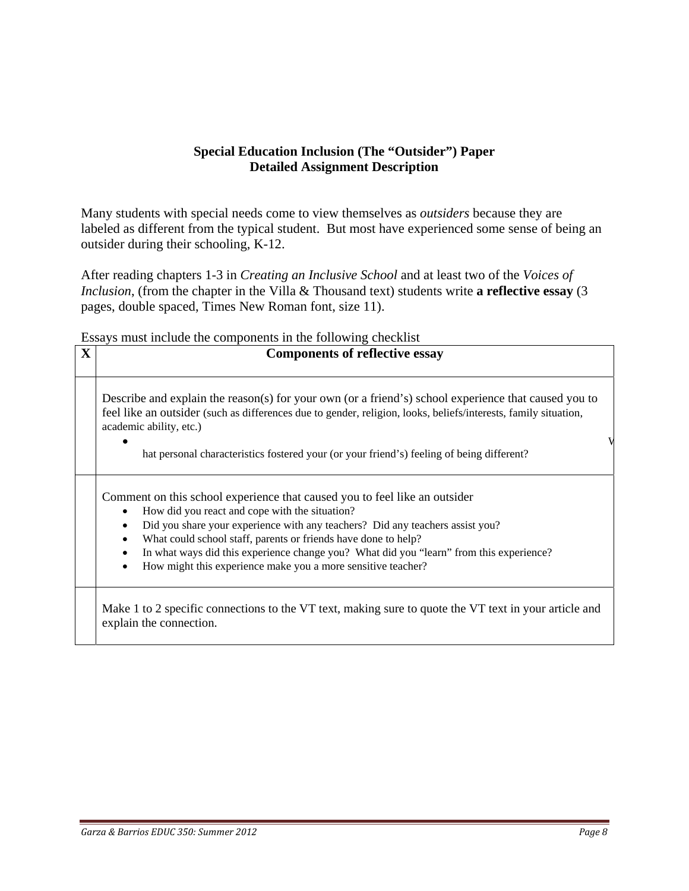**Special Education Inclusion (The "Outsider") Paper**
**Detailed Assignment Description**

Many students with special needs come to view themselves as *outsiders* because they are labeled as different from the typical student. But most have experienced some sense of being an outsider during their schooling, K-12.

After reading chapters 1-3 in *Creating an Inclusive School* and at least two of the *Voices of Inclusion*, (from the chapter in the Villa & Thousand text) students write **a reflective essay** (3 pages, double spaced, Times New Roman font, size 11).

Essays must include the components in the following checklist

| X | Components of reflective essay |
|---|---|
| | Describe and explain the reason(s) for your own (or a friend's) school experience that caused you to feel like an outsider (such as differences due to gender, religion, looks, beliefs/interests, family situation, academic ability, etc.)<br>• What personal characteristics fostered your (or your friend's) feeling of being different? |
| | Comment on this school experience that caused you to feel like an outsider<br>• How did you react and cope with the situation?<br>• Did you share your experience with any teachers? Did any teachers assist you?<br>• What could school staff, parents or friends have done to help?<br>• In what ways did this experience change you? What did you "learn" from this experience?<br>• How might this experience make you a more sensitive teacher? |
| | Make 1 to 2 specific connections to the VT text, making sure to quote the VT text in your article and explain the connection. |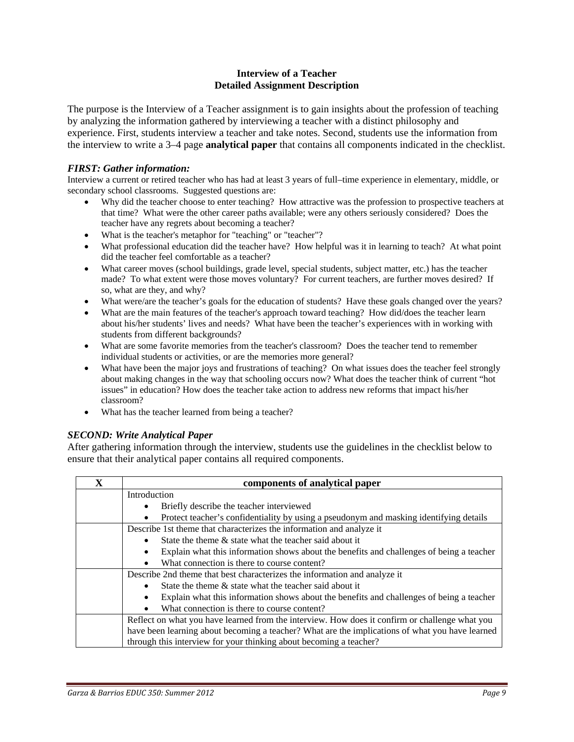# Interview of a Teacher
## Detailed Assignment Description

The purpose is the Interview of a Teacher assignment is to gain insights about the profession of teaching by analyzing the information gathered by interviewing a teacher with a distinct philosophy and experience. First, students interview a teacher and take notes. Second, students use the information from the interview to write a 3–4 page **analytical paper** that contains all components indicated in the checklist.

### *FIRST: Gather information:*

Interview a current or retired teacher who has had at least 3 years of full–time experience in elementary, middle, or secondary school classrooms. Suggested questions are:

- Why did the teacher choose to enter teaching? How attractive was the profession to prospective teachers at that time? What were the other career paths available; were any others seriously considered? Does the teacher have any regrets about becoming a teacher?
- What is the teacher's metaphor for "teaching" or "teacher"?
- What professional education did the teacher have? How helpful was it in learning to teach? At what point did the teacher feel comfortable as a teacher?
- What career moves (school buildings, grade level, special students, subject matter, etc.) has the teacher made? To what extent were those moves voluntary? For current teachers, are further moves desired? If so, what are they, and why?
- What were/are the teacher's goals for the education of students? Have these goals changed over the years?
- What are the main features of the teacher's approach toward teaching? How did/does the teacher learn about his/her students' lives and needs? What have been the teacher's experiences with in working with students from different backgrounds?
- What are some favorite memories from the teacher's classroom? Does the teacher tend to remember individual students or activities, or are the memories more general?
- What have been the major joys and frustrations of teaching? On what issues does the teacher feel strongly about making changes in the way that schooling occurs now? What does the teacher think of current "hot issues" in education? How does the teacher take action to address new reforms that impact his/her classroom?
- What has the teacher learned from being a teacher?

### *SECOND: Write Analytical Paper*

After gathering information through the interview, students use the guidelines in the checklist below to ensure that their analytical paper contains all required components.

| X | components of analytical paper |
|---|---|
| | Introduction<br>• Briefly describe the teacher interviewed<br>• Protect teacher's confidentiality by using a pseudonym and masking identifying details |
| | Describe 1st theme that characterizes the information and analyze it<br>• State the theme & state what the teacher said about it<br>• Explain what this information shows about the benefits and challenges of being a teacher<br>• What connection is there to course content? |
| | Describe 2nd theme that best characterizes the information and analyze it<br>• State the theme & state what the teacher said about it<br>• Explain what this information shows about the benefits and challenges of being a teacher<br>• What connection is there to course content? |
| | Reflect on what you have learned from the interview. How does it confirm or challenge what you have been learning about becoming a teacher? What are the implications of what you have learned through this interview for your thinking about becoming a teacher? |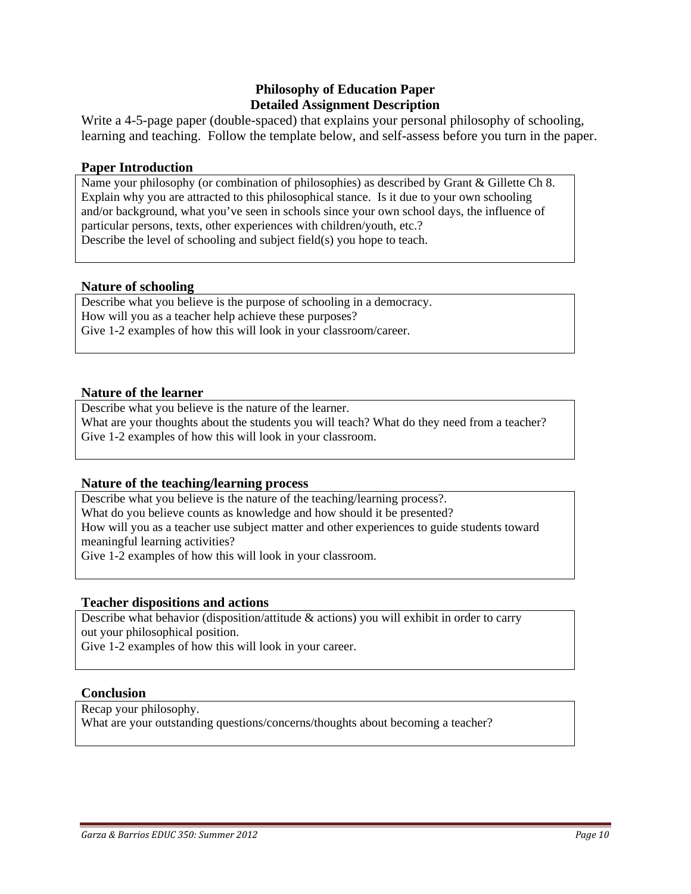**Philosophy of Education Paper**
**Detailed Assignment Description**

Write a 4-5-page paper (double-spaced) that explains your personal philosophy of schooling, learning and teaching. Follow the template below, and self-assess before you turn in the paper.

### Paper Introduction

Name your philosophy (or combination of philosophies) as described by Grant & Gillette Ch 8. Explain why you are attracted to this philosophical stance. Is it due to your own schooling and/or background, what you've seen in schools since your own school days, the influence of particular persons, texts, other experiences with children/youth, etc.?
Describe the level of schooling and subject field(s) you hope to teach.

### Nature of schooling

Describe what you believe is the purpose of schooling in a democracy.
How will you as a teacher help achieve these purposes?
Give 1-2 examples of how this will look in your classroom/career.

### Nature of the learner

Describe what you believe is the nature of the learner.
What are your thoughts about the students you will teach? What do they need from a teacher?
Give 1-2 examples of how this will look in your classroom.

### Nature of the teaching/learning process

Describe what you believe is the nature of the teaching/learning process?.
What do you believe counts as knowledge and how should it be presented?
How will you as a teacher use subject matter and other experiences to guide students toward meaningful learning activities?
Give 1-2 examples of how this will look in your classroom.

### Teacher dispositions and actions

Describe what behavior (disposition/attitude & actions) you will exhibit in order to carry out your philosophical position.
Give 1-2 examples of how this will look in your career.

### Conclusion

Recap your philosophy.
What are your outstanding questions/concerns/thoughts about becoming a teacher?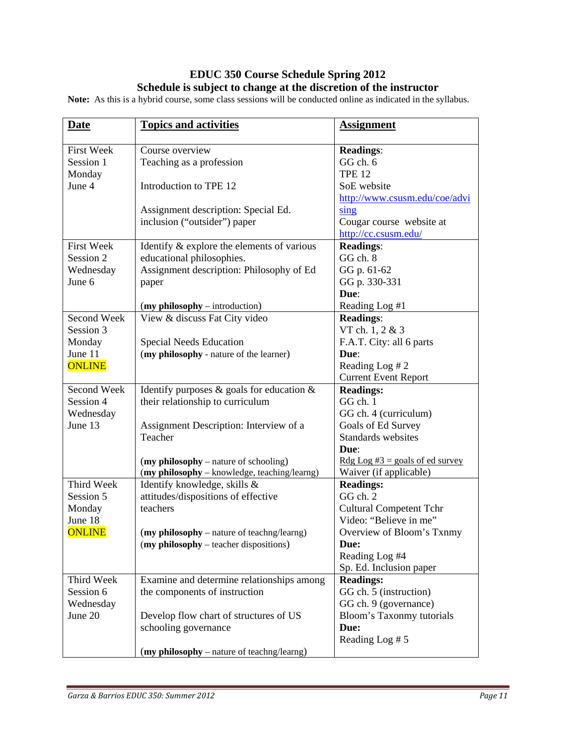**EDUC 350 Course Schedule Spring 2012**

**Schedule is subject to change at the discretion of the instructor**

**Note:** As this is a hybrid course, some class sessions will be conducted online as indicated in the syllabus.

| Date | Topics and activities | Assignment |
|---|---|---|
| First Week Session 1 Monday June 4 | Course overview<br>Teaching as a profession<br><br>Introduction to TPE 12<br><br>Assignment description: Special Ed. inclusion ("outsider") paper | **Readings**:<br>GG ch. 6<br>TPE 12<br>SoE website<br>http://www.csusm.edu/coe/advising<br>Cougar course website at<br>http://cc.csusm.edu/ |
| First Week Session 2 Wednesday June 6 | Identify & explore the elements of various educational philosophies.<br>Assignment description: Philosophy of Ed paper<br><br>(**my philosophy** – introduction) | **Readings**:<br>GG ch. 8<br>GG p. 61-62<br>GG p. 330-331<br>**Due**:<br>Reading Log #1 |
| Second Week Session 3 Monday June 11 ONLINE | View & discuss Fat City video<br><br>Special Needs Education<br>(**my philosophy** - nature of the learner) | **Readings**:<br>VT ch. 1, 2 & 3<br>F.A.T. City: all 6 parts<br>**Due**:<br>Reading Log # 2<br>Current Event Report |
| Second Week Session 4 Wednesday June 13 | Identify purposes & goals for education & their relationship to curriculum<br><br>Assignment Description: Interview of a Teacher<br><br>(**my philosophy** – nature of schooling)<br>(**my philosophy** – knowledge, teaching/learng) | **Readings:**<br>GG ch. 1<br>GG ch. 4 (curriculum)<br>Goals of Ed Survey<br>Standards websites<br>**Due**:<br>Rdg Log #3 = goals of ed survey<br>Waiver (if applicable) |
| Third Week Session 5 Monday June 18 ONLINE | Identify knowledge, skills & attitudes/dispositions of effective teachers<br><br>(**my philosophy** – nature of teachng/learng)<br>(**my philosophy** – teacher dispositions) | **Readings:**<br>GG ch. 2<br>Cultural Competent Tchr<br>Video: "Believe in me"<br>Overview of Bloom's Txnmy<br>**Due:**<br>Reading Log #4<br>Sp. Ed. Inclusion paper |
| Third Week Session 6 Wednesday June 20 | Examine and determine relationships among the components of instruction<br><br>Develop flow chart of structures of US schooling governance<br><br>(**my philosophy** – nature of teachng/learng) | **Readings:**<br>GG ch. 5 (instruction)<br>GG ch. 9 (governance)<br>Bloom's Taxonomy tutorials<br>**Due:**<br>Reading Log # 5 |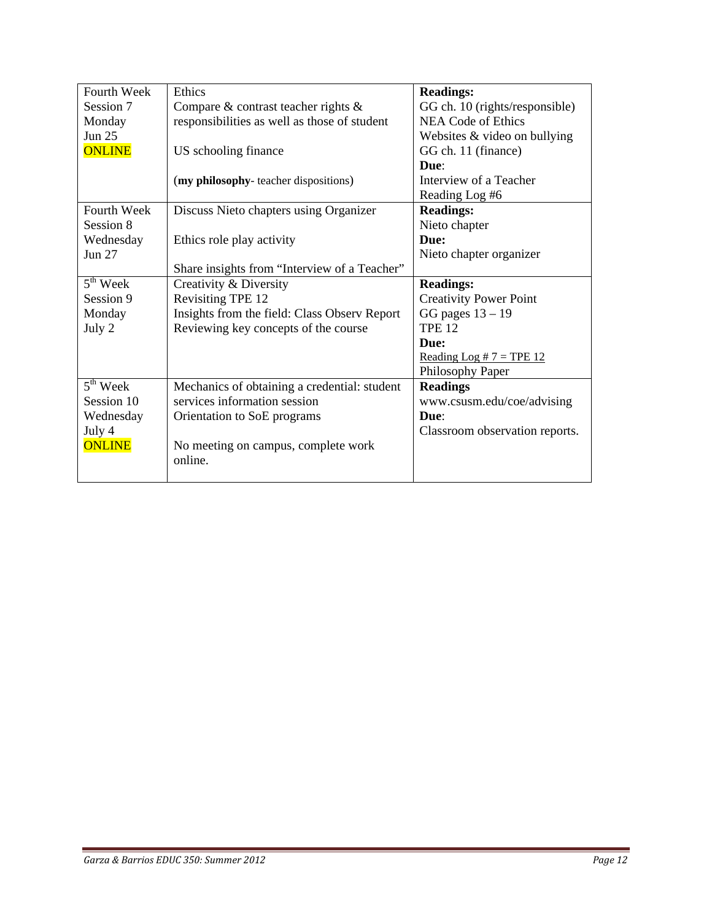| | | |
|---|---|---|
| Fourth Week<br>Session 7<br>Monday<br>Jun 25<br>ONLINE | Ethics<br>Compare & contrast teacher rights & responsibilities as well as those of student<br><br>US schooling finance<br><br>(**my philosophy**- teacher dispositions) | **Readings:**<br>GG ch. 10 (rights/responsible)<br>NEA Code of Ethics<br>Websites & video on bullying<br>GG ch. 11 (finance)<br>**Due**:<br>Interview of a Teacher<br>Reading Log #6 |
| Fourth Week<br>Session 8<br>Wednesday<br>Jun 27 | Discuss Nieto chapters using Organizer<br><br>Ethics role play activity<br><br>Share insights from "Interview of a Teacher" | **Readings:**<br>Nieto chapter<br>**Due:**<br>Nieto chapter organizer |
| 5th Week<br>Session 9<br>Monday<br>July 2 | Creativity & Diversity<br>Revisiting TPE 12<br>Insights from the field: Class Observ Report<br>Reviewing key concepts of the course | **Readings:**<br>Creativity Power Point<br>GG pages 13 – 19<br>TPE 12<br>**Due:**<br>Reading Log # 7 = TPE 12<br>Philosophy Paper |
| 5th Week<br>Session 10<br>Wednesday<br>July 4<br>ONLINE | Mechanics of obtaining a credential: student services information session<br>Orientation to SoE programs<br><br>No meeting on campus, complete work online. | **Readings**<br>www.csusm.edu/coe/advising<br>**Due**:<br>Classroom observation reports. |